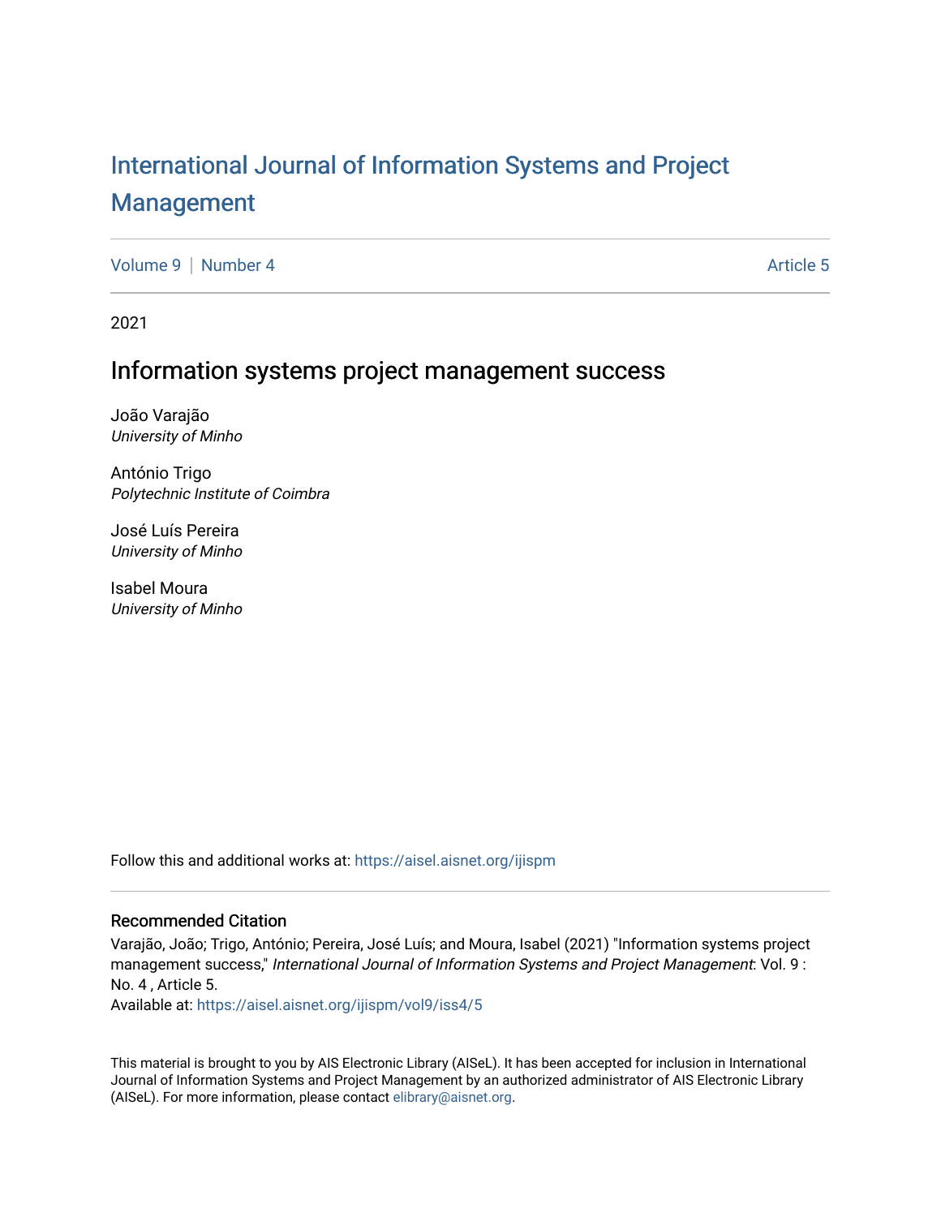# International Journal of Information Systems and Project Management

Volume 9 | Number 4 Article 5

2021

## Information systems project management success

João Varajão
*University of Minho*

António Trigo
*Polytechnic Institute of Coimbra*

José Luís Pereira
*University of Minho*

Isabel Moura
*University of Minho*

Follow this and additional works at: https://aisel.aisnet.org/ijispm

### Recommended Citation

Varajão, João; Trigo, António; Pereira, José Luís; and Moura, Isabel (2021) "Information systems project management success," *International Journal of Information Systems and Project Management*: Vol. 9 : No. 4 , Article 5.
Available at: https://aisel.aisnet.org/ijispm/vol9/iss4/5

This material is brought to you by AIS Electronic Library (AISeL). It has been accepted for inclusion in International Journal of Information Systems and Project Management by an authorized administrator of AIS Electronic Library (AISeL). For more information, please contact elibrary@aisnet.org.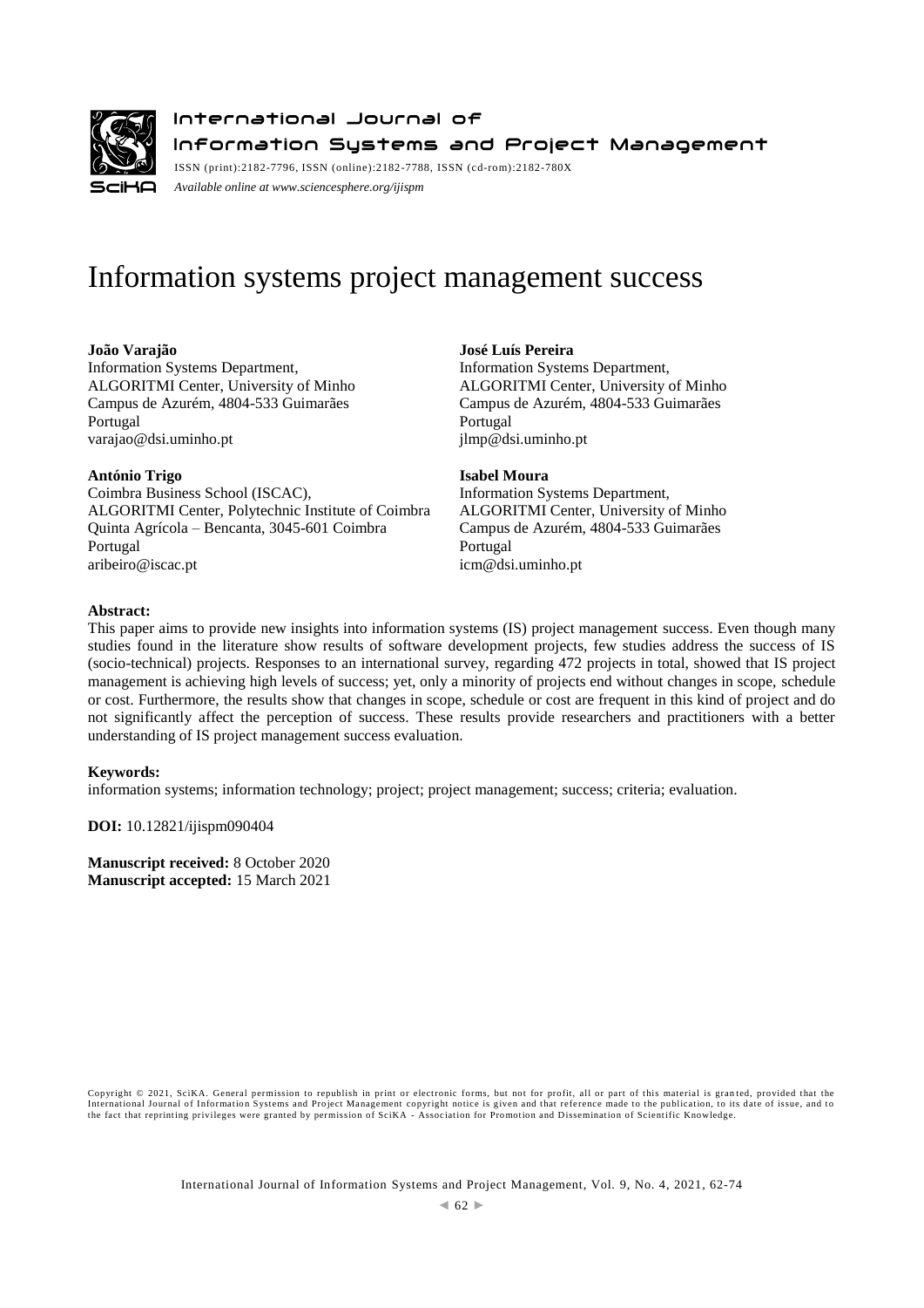# Information systems project management success

**João Varajão**
Information Systems Department,
ALGORITMI Center, University of Minho
Campus de Azurém, 4804-533 Guimarães
Portugal
varajao@dsi.uminho.pt

**José Luís Pereira**
Information Systems Department,
ALGORITMI Center, University of Minho
Campus de Azurém, 4804-533 Guimarães
Portugal
jlmp@dsi.uminho.pt

**António Trigo**
Coimbra Business School (ISCAC),
ALGORITMI Center, Polytechnic Institute of Coimbra
Quinta Agrícola – Bencanta, 3045-601 Coimbra
Portugal
aribeiro@iscac.pt

**Isabel Moura**
Information Systems Department,
ALGORITMI Center, University of Minho
Campus de Azurém, 4804-533 Guimarães
Portugal
icm@dsi.uminho.pt

**Abstract:**

This paper aims to provide new insights into information systems (IS) project management success. Even though many studies found in the literature show results of software development projects, few studies address the success of IS (socio-technical) projects. Responses to an international survey, regarding 472 projects in total, showed that IS project management is achieving high levels of success; yet, only a minority of projects end without changes in scope, schedule or cost. Furthermore, the results show that changes in scope, schedule or cost are frequent in this kind of project and do not significantly affect the perception of success. These results provide researchers and practitioners with a better understanding of IS project management success evaluation.

**Keywords:**

information systems; information technology; project; project management; success; criteria; evaluation.

**DOI:** 10.12821/ijispm090404

**Manuscript received:** 8 October 2020
**Manuscript accepted:** 15 March 2021

Copyright © 2021, SciKA. General permission to republish in print or electronic forms, but not for profit, all or part of this material is granted, provided that the International Journal of Information Systems and Project Management copyright notice is given and that reference made to the publication, to its date of issue, and to the fact that reprinting privileges were granted by permission of SciKA - Association for Promotion and Dissemination of Scientific Knowledge.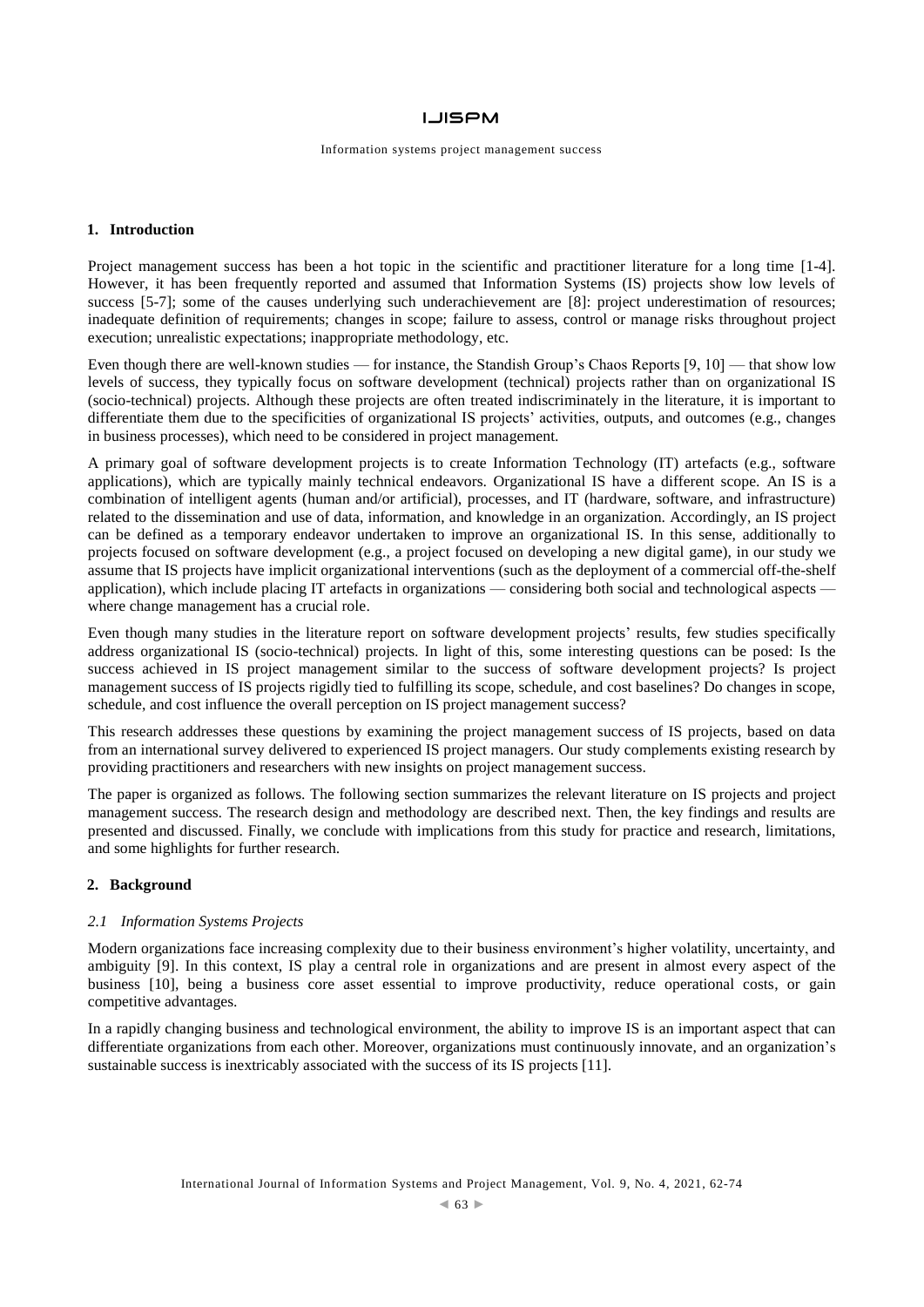## 1. Introduction

Project management success has been a hot topic in the scientific and practitioner literature for a long time [1-4]. However, it has been frequently reported and assumed that Information Systems (IS) projects show low levels of success [5-7]; some of the causes underlying such underachievement are [8]: project underestimation of resources; inadequate definition of requirements; changes in scope; failure to assess, control or manage risks throughout project execution; unrealistic expectations; inappropriate methodology, etc.

Even though there are well-known studies — for instance, the Standish Group's Chaos Reports [9, 10] — that show low levels of success, they typically focus on software development (technical) projects rather than on organizational IS (socio-technical) projects. Although these projects are often treated indiscriminately in the literature, it is important to differentiate them due to the specificities of organizational IS projects' activities, outputs, and outcomes (e.g., changes in business processes), which need to be considered in project management.

A primary goal of software development projects is to create Information Technology (IT) artefacts (e.g., software applications), which are typically mainly technical endeavors. Organizational IS have a different scope. An IS is a combination of intelligent agents (human and/or artificial), processes, and IT (hardware, software, and infrastructure) related to the dissemination and use of data, information, and knowledge in an organization. Accordingly, an IS project can be defined as a temporary endeavor undertaken to improve an organizational IS. In this sense, additionally to projects focused on software development (e.g., a project focused on developing a new digital game), in our study we assume that IS projects have implicit organizational interventions (such as the deployment of a commercial off-the-shelf application), which include placing IT artefacts in organizations — considering both social and technological aspects — where change management has a crucial role.

Even though many studies in the literature report on software development projects' results, few studies specifically address organizational IS (socio-technical) projects. In light of this, some interesting questions can be posed: Is the success achieved in IS project management similar to the success of software development projects? Is project management success of IS projects rigidly tied to fulfilling its scope, schedule, and cost baselines? Do changes in scope, schedule, and cost influence the overall perception on IS project management success?

This research addresses these questions by examining the project management success of IS projects, based on data from an international survey delivered to experienced IS project managers. Our study complements existing research by providing practitioners and researchers with new insights on project management success.

The paper is organized as follows. The following section summarizes the relevant literature on IS projects and project management success. The research design and methodology are described next. Then, the key findings and results are presented and discussed. Finally, we conclude with implications from this study for practice and research, limitations, and some highlights for further research.

## 2. Background

### 2.1 Information Systems Projects

Modern organizations face increasing complexity due to their business environment's higher volatility, uncertainty, and ambiguity [9]. In this context, IS play a central role in organizations and are present in almost every aspect of the business [10], being a business core asset essential to improve productivity, reduce operational costs, or gain competitive advantages.

In a rapidly changing business and technological environment, the ability to improve IS is an important aspect that can differentiate organizations from each other. Moreover, organizations must continuously innovate, and an organization's sustainable success is inextricably associated with the success of its IS projects [11].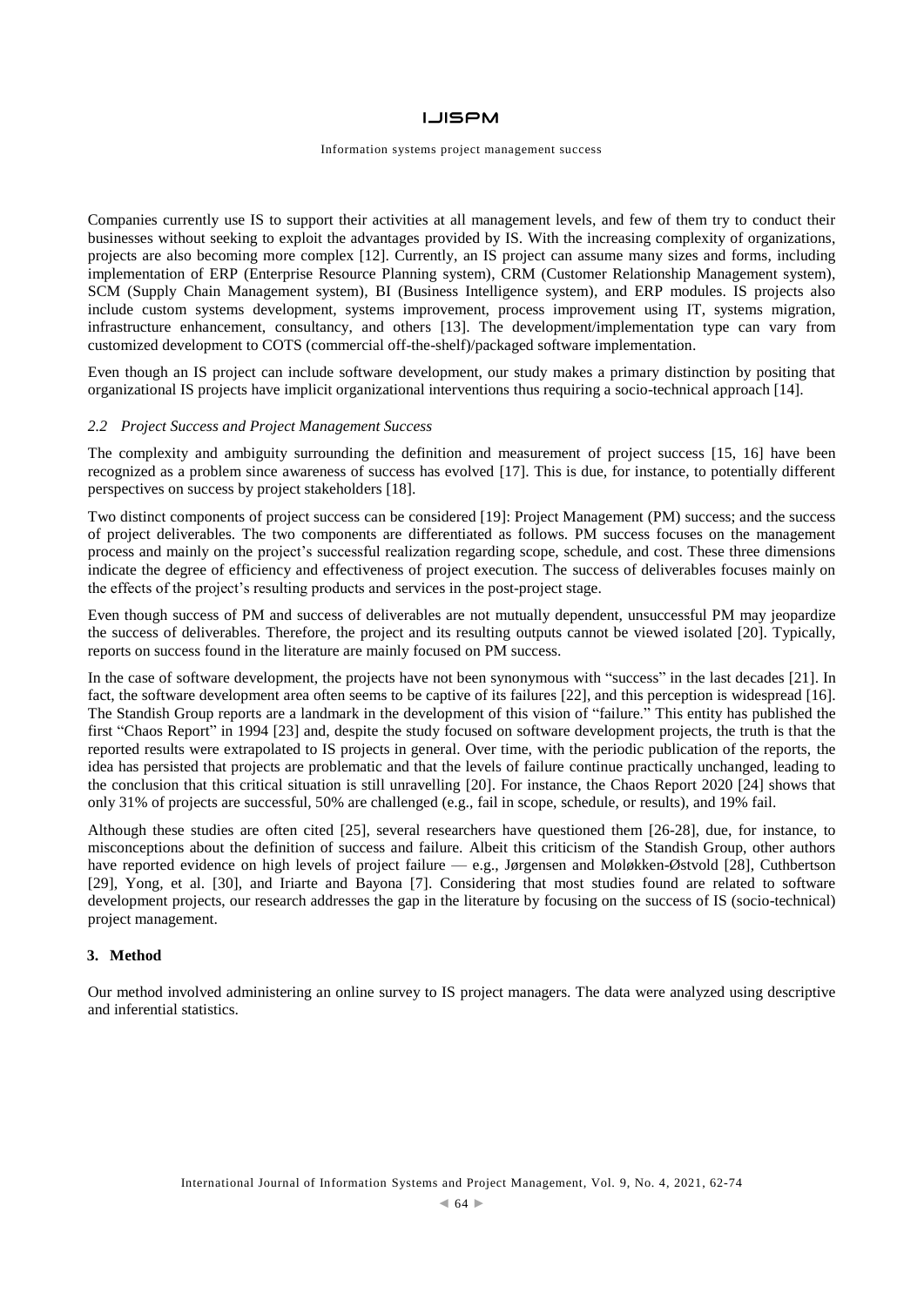Companies currently use IS to support their activities at all management levels, and few of them try to conduct their businesses without seeking to exploit the advantages provided by IS. With the increasing complexity of organizations, projects are also becoming more complex [12]. Currently, an IS project can assume many sizes and forms, including implementation of ERP (Enterprise Resource Planning system), CRM (Customer Relationship Management system), SCM (Supply Chain Management system), BI (Business Intelligence system), and ERP modules. IS projects also include custom systems development, systems improvement, process improvement using IT, systems migration, infrastructure enhancement, consultancy, and others [13]. The development/implementation type can vary from customized development to COTS (commercial off-the-shelf)/packaged software implementation.

Even though an IS project can include software development, our study makes a primary distinction by positing that organizational IS projects have implicit organizational interventions thus requiring a socio-technical approach [14].

### *2.2 Project Success and Project Management Success*

The complexity and ambiguity surrounding the definition and measurement of project success [15, 16] have been recognized as a problem since awareness of success has evolved [17]. This is due, for instance, to potentially different perspectives on success by project stakeholders [18].

Two distinct components of project success can be considered [19]: Project Management (PM) success; and the success of project deliverables. The two components are differentiated as follows. PM success focuses on the management process and mainly on the project's successful realization regarding scope, schedule, and cost. These three dimensions indicate the degree of efficiency and effectiveness of project execution. The success of deliverables focuses mainly on the effects of the project's resulting products and services in the post-project stage.

Even though success of PM and success of deliverables are not mutually dependent, unsuccessful PM may jeopardize the success of deliverables. Therefore, the project and its resulting outputs cannot be viewed isolated [20]. Typically, reports on success found in the literature are mainly focused on PM success.

In the case of software development, the projects have not been synonymous with "success" in the last decades [21]. In fact, the software development area often seems to be captive of its failures [22], and this perception is widespread [16]. The Standish Group reports are a landmark in the development of this vision of "failure." This entity has published the first "Chaos Report" in 1994 [23] and, despite the study focused on software development projects, the truth is that the reported results were extrapolated to IS projects in general. Over time, with the periodic publication of the reports, the idea has persisted that projects are problematic and that the levels of failure continue practically unchanged, leading to the conclusion that this critical situation is still unravelling [20]. For instance, the Chaos Report 2020 [24] shows that only 31% of projects are successful, 50% are challenged (e.g., fail in scope, schedule, or results), and 19% fail.

Although these studies are often cited [25], several researchers have questioned them [26-28], due, for instance, to misconceptions about the definition of success and failure. Albeit this criticism of the Standish Group, other authors have reported evidence on high levels of project failure — e.g., Jørgensen and Moløkken-Østvold [28], Cuthbertson [29], Yong, et al. [30], and Iriarte and Bayona [7]. Considering that most studies found are related to software development projects, our research addresses the gap in the literature by focusing on the success of IS (socio-technical) project management.

## 3. Method

Our method involved administering an online survey to IS project managers. The data were analyzed using descriptive and inferential statistics.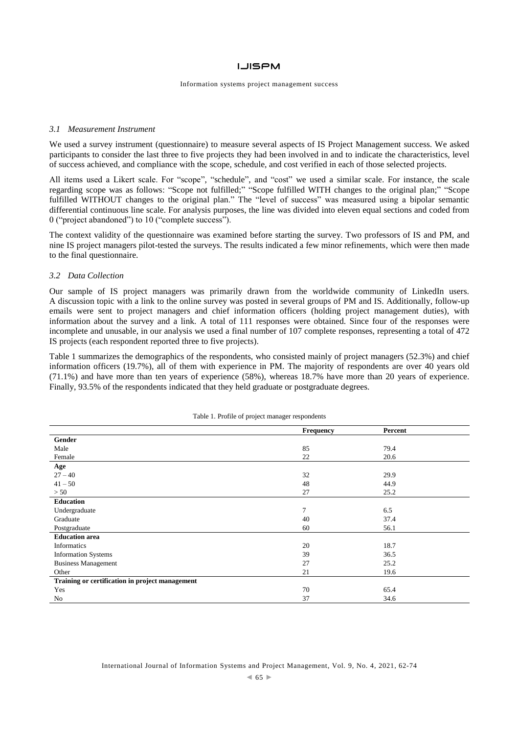### *3.1 Measurement Instrument*

We used a survey instrument (questionnaire) to measure several aspects of IS Project Management success. We asked participants to consider the last three to five projects they had been involved in and to indicate the characteristics, level of success achieved, and compliance with the scope, schedule, and cost verified in each of those selected projects.

All items used a Likert scale. For "scope", "schedule", and "cost" we used a similar scale. For instance, the scale regarding scope was as follows: "Scope not fulfilled;" "Scope fulfilled WITH changes to the original plan;" "Scope fulfilled WITHOUT changes to the original plan." The "level of success" was measured using a bipolar semantic differential continuous line scale. For analysis purposes, the line was divided into eleven equal sections and coded from 0 ("project abandoned") to 10 ("complete success").

The context validity of the questionnaire was examined before starting the survey. Two professors of IS and PM, and nine IS project managers pilot-tested the surveys. The results indicated a few minor refinements, which were then made to the final questionnaire.

### *3.2 Data Collection*

Our sample of IS project managers was primarily drawn from the worldwide community of LinkedIn users. A discussion topic with a link to the online survey was posted in several groups of PM and IS. Additionally, follow-up emails were sent to project managers and chief information officers (holding project management duties), with information about the survey and a link. A total of 111 responses were obtained. Since four of the responses were incomplete and unusable, in our analysis we used a final number of 107 complete responses, representing a total of 472 IS projects (each respondent reported three to five projects).

Table 1 summarizes the demographics of the respondents, who consisted mainly of project managers (52.3%) and chief information officers (19.7%), all of them with experience in PM. The majority of respondents are over 40 years old (71.1%) and have more than ten years of experience (58%), whereas 18.7% have more than 20 years of experience. Finally, 93.5% of the respondents indicated that they held graduate or postgraduate degrees.

Table 1. Profile of project manager respondents

| | Frequency | Percent |
|---|---|---|
| **Gender** | | |
| Male | 85 | 79.4 |
| Female | 22 | 20.6 |
| **Age** | | |
| 27 – 40 | 32 | 29.9 |
| 41 – 50 | 48 | 44.9 |
| > 50 | 27 | 25.2 |
| **Education** | | |
| Undergraduate | 7 | 6.5 |
| Graduate | 40 | 37.4 |
| Postgraduate | 60 | 56.1 |
| **Education area** | | |
| Informatics | 20 | 18.7 |
| Information Systems | 39 | 36.5 |
| Business Management | 27 | 25.2 |
| Other | 21 | 19.6 |
| **Training or certification in project management** | | |
| Yes | 70 | 65.4 |
| No | 37 | 34.6 |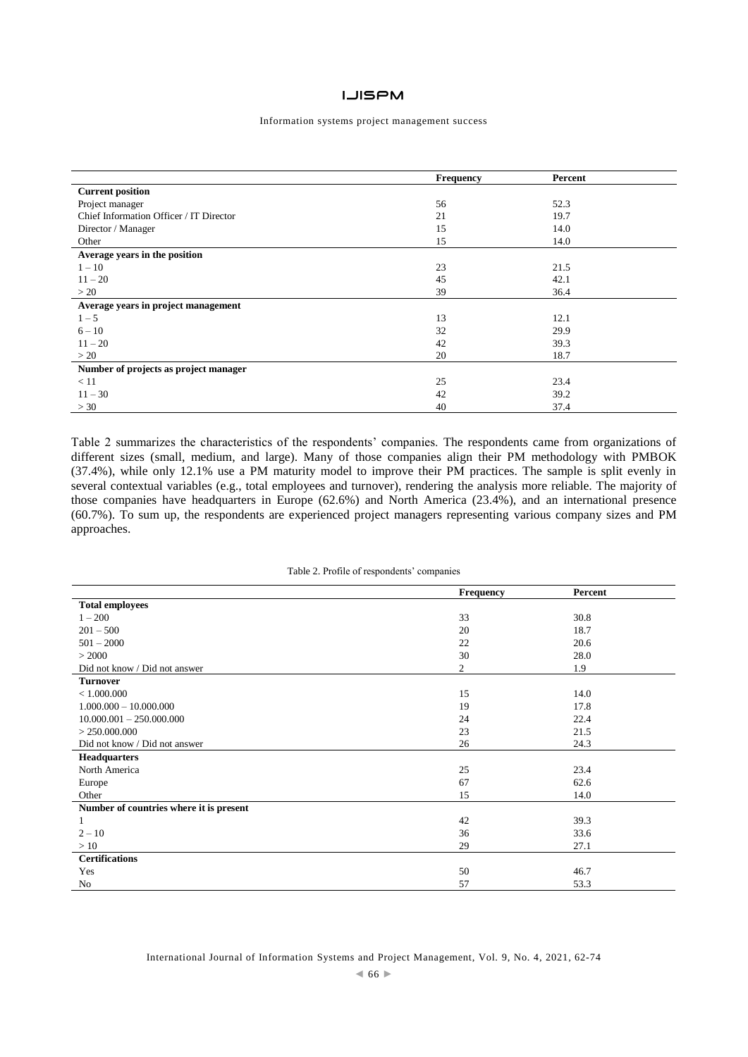| | Frequency | Percent |
|---|---|---|
| **Current position** | | |
| Project manager | 56 | 52.3 |
| Chief Information Officer / IT Director | 21 | 19.7 |
| Director / Manager | 15 | 14.0 |
| Other | 15 | 14.0 |
| **Average years in the position** | | |
| 1 – 10 | 23 | 21.5 |
| 11 – 20 | 45 | 42.1 |
| > 20 | 39 | 36.4 |
| **Average years in project management** | | |
| 1 – 5 | 13 | 12.1 |
| 6 – 10 | 32 | 29.9 |
| 11 – 20 | 42 | 39.3 |
| > 20 | 20 | 18.7 |
| **Number of projects as project manager** | | |
| < 11 | 25 | 23.4 |
| 11 – 30 | 42 | 39.2 |
| > 30 | 40 | 37.4 |

Table 2 summarizes the characteristics of the respondents' companies. The respondents came from organizations of different sizes (small, medium, and large). Many of those companies align their PM methodology with PMBOK (37.4%), while only 12.1% use a PM maturity model to improve their PM practices. The sample is split evenly in several contextual variables (e.g., total employees and turnover), rendering the analysis more reliable. The majority of those companies have headquarters in Europe (62.6%) and North America (23.4%), and an international presence (60.7%). To sum up, the respondents are experienced project managers representing various company sizes and PM approaches.

Table 2. Profile of respondents' companies

| | Frequency | Percent |
|---|---|---|
| **Total employees** | | |
| 1 – 200 | 33 | 30.8 |
| 201 – 500 | 20 | 18.7 |
| 501 – 2000 | 22 | 20.6 |
| > 2000 | 30 | 28.0 |
| Did not know / Did not answer | 2 | 1.9 |
| **Turnover** | | |
| < 1.000.000 | 15 | 14.0 |
| 1.000.000 – 10.000.000 | 19 | 17.8 |
| 10.000.001 – 250.000.000 | 24 | 22.4 |
| > 250.000.000 | 23 | 21.5 |
| Did not know / Did not answer | 26 | 24.3 |
| **Headquarters** | | |
| North America | 25 | 23.4 |
| Europe | 67 | 62.6 |
| Other | 15 | 14.0 |
| **Number of countries where it is present** | | |
| 1 | 42 | 39.3 |
| 2 – 10 | 36 | 33.6 |
| > 10 | 29 | 27.1 |
| **Certifications** | | |
| Yes | 50 | 46.7 |
| No | 57 | 53.3 |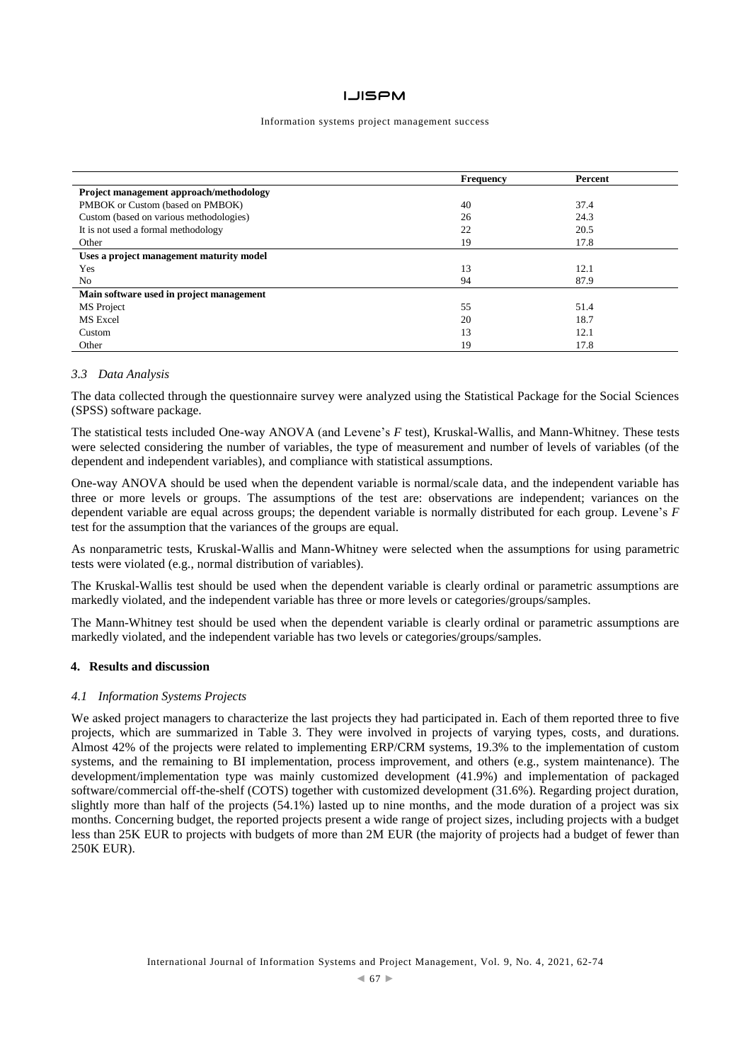| | Frequency | Percent |
|---|---|---|
| **Project management approach/methodology** | | |
| PMBOK or Custom (based on PMBOK) | 40 | 37.4 |
| Custom (based on various methodologies) | 26 | 24.3 |
| It is not used a formal methodology | 22 | 20.5 |
| Other | 19 | 17.8 |
| **Uses a project management maturity model** | | |
| Yes | 13 | 12.1 |
| No | 94 | 87.9 |
| **Main software used in project management** | | |
| MS Project | 55 | 51.4 |
| MS Excel | 20 | 18.7 |
| Custom | 13 | 12.1 |
| Other | 19 | 17.8 |

### *3.3 Data Analysis*

The data collected through the questionnaire survey were analyzed using the Statistical Package for the Social Sciences (SPSS) software package.

The statistical tests included One-way ANOVA (and Levene's *F* test), Kruskal-Wallis, and Mann-Whitney. These tests were selected considering the number of variables, the type of measurement and number of levels of variables (of the dependent and independent variables), and compliance with statistical assumptions.

One-way ANOVA should be used when the dependent variable is normal/scale data, and the independent variable has three or more levels or groups. The assumptions of the test are: observations are independent; variances on the dependent variable are equal across groups; the dependent variable is normally distributed for each group. Levene's *F* test for the assumption that the variances of the groups are equal.

As nonparametric tests, Kruskal-Wallis and Mann-Whitney were selected when the assumptions for using parametric tests were violated (e.g., normal distribution of variables).

The Kruskal-Wallis test should be used when the dependent variable is clearly ordinal or parametric assumptions are markedly violated, and the independent variable has three or more levels or categories/groups/samples.

The Mann-Whitney test should be used when the dependent variable is clearly ordinal or parametric assumptions are markedly violated, and the independent variable has two levels or categories/groups/samples.

## 4. Results and discussion

### *4.1 Information Systems Projects*

We asked project managers to characterize the last projects they had participated in. Each of them reported three to five projects, which are summarized in Table 3. They were involved in projects of varying types, costs, and durations. Almost 42% of the projects were related to implementing ERP/CRM systems, 19.3% to the implementation of custom systems, and the remaining to BI implementation, process improvement, and others (e.g., system maintenance). The development/implementation type was mainly customized development (41.9%) and implementation of packaged software/commercial off-the-shelf (COTS) together with customized development (31.6%). Regarding project duration, slightly more than half of the projects (54.1%) lasted up to nine months, and the mode duration of a project was six months. Concerning budget, the reported projects present a wide range of project sizes, including projects with a budget less than 25K EUR to projects with budgets of more than 2M EUR (the majority of projects had a budget of fewer than 250K EUR).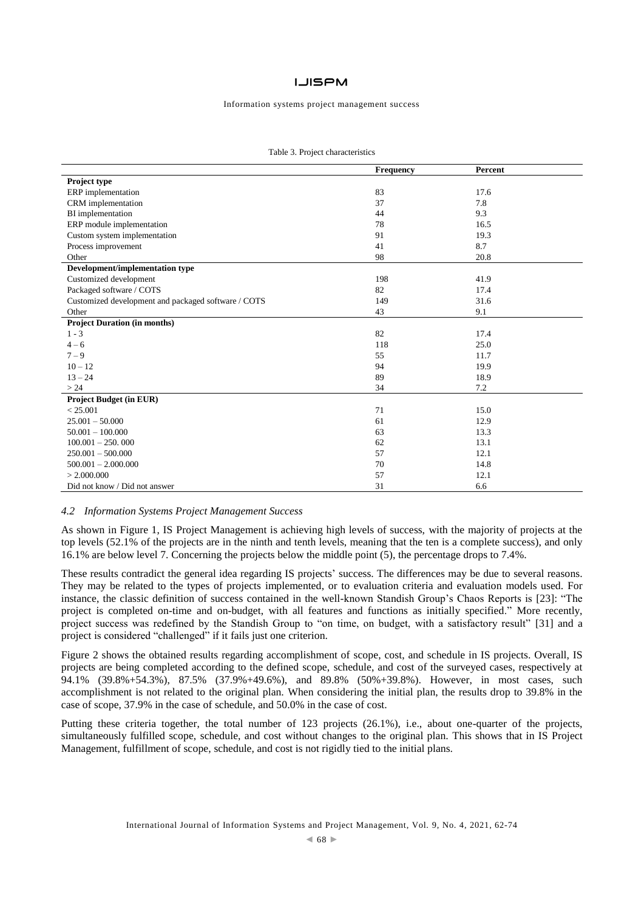Table 3. Project characteristics

| | Frequency | Percent |
|---|---|---|
| **Project type** | | |
| ERP implementation | 83 | 17.6 |
| CRM implementation | 37 | 7.8 |
| BI implementation | 44 | 9.3 |
| ERP module implementation | 78 | 16.5 |
| Custom system implementation | 91 | 19.3 |
| Process improvement | 41 | 8.7 |
| Other | 98 | 20.8 |
| **Development/implementation type** | | |
| Customized development | 198 | 41.9 |
| Packaged software / COTS | 82 | 17.4 |
| Customized development and packaged software / COTS | 149 | 31.6 |
| Other | 43 | 9.1 |
| **Project Duration (in months)** | | |
| 1 - 3 | 82 | 17.4 |
| 4 – 6 | 118 | 25.0 |
| 7 – 9 | 55 | 11.7 |
| 10 – 12 | 94 | 19.9 |
| 13 – 24 | 89 | 18.9 |
| > 24 | 34 | 7.2 |
| **Project Budget (in EUR)** | | |
| < 25.001 | 71 | 15.0 |
| 25.001 – 50.000 | 61 | 12.9 |
| 50.001 – 100.000 | 63 | 13.3 |
| 100.001 – 250. 000 | 62 | 13.1 |
| 250.001 – 500.000 | 57 | 12.1 |
| 500.001 – 2.000.000 | 70 | 14.8 |
| > 2.000.000 | 57 | 12.1 |
| Did not know / Did not answer | 31 | 6.6 |

### *4.2 Information Systems Project Management Success*

As shown in Figure 1, IS Project Management is achieving high levels of success, with the majority of projects at the top levels (52.1% of the projects are in the ninth and tenth levels, meaning that the ten is a complete success), and only 16.1% are below level 7. Concerning the projects below the middle point (5), the percentage drops to 7.4%.

These results contradict the general idea regarding IS projects' success. The differences may be due to several reasons. They may be related to the types of projects implemented, or to evaluation criteria and evaluation models used. For instance, the classic definition of success contained in the well-known Standish Group's Chaos Reports is [23]: "The project is completed on-time and on-budget, with all features and functions as initially specified." More recently, project success was redefined by the Standish Group to "on time, on budget, with a satisfactory result" [31] and a project is considered "challenged" if it fails just one criterion.

Figure 2 shows the obtained results regarding accomplishment of scope, cost, and schedule in IS projects. Overall, IS projects are being completed according to the defined scope, schedule, and cost of the surveyed cases, respectively at 94.1% (39.8%+54.3%), 87.5% (37.9%+49.6%), and 89.8% (50%+39.8%). However, in most cases, such accomplishment is not related to the original plan. When considering the initial plan, the results drop to 39.8% in the case of scope, 37.9% in the case of schedule, and 50.0% in the case of cost.

Putting these criteria together, the total number of 123 projects (26.1%), i.e., about one-quarter of the projects, simultaneously fulfilled scope, schedule, and cost without changes to the original plan. This shows that in IS Project Management, fulfillment of scope, schedule, and cost is not rigidly tied to the initial plans.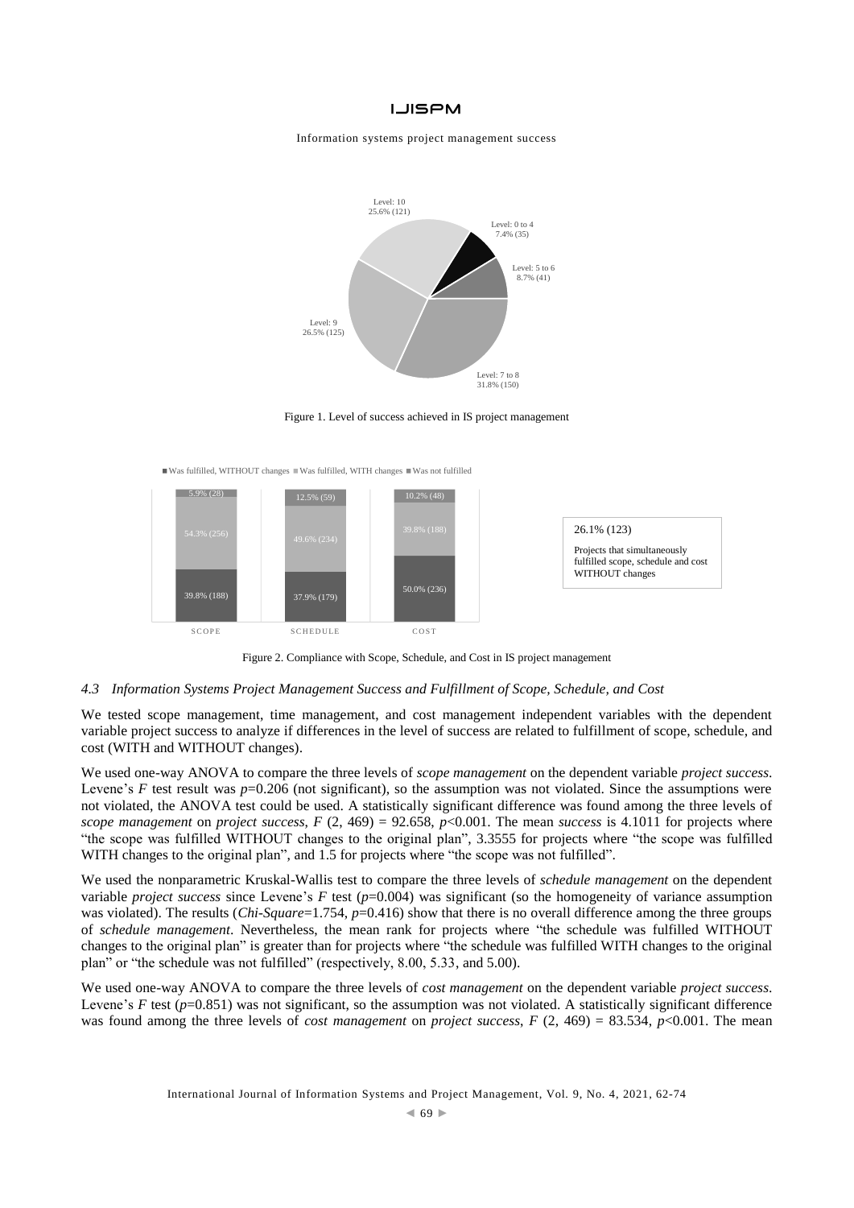Figure 1. Level of success achieved in IS project management

Figure 2. Compliance with Scope, Schedule, and Cost in IS project management

### 4.3 Information Systems Project Management Success and Fulfillment of Scope, Schedule, and Cost

We tested scope management, time management, and cost management independent variables with the dependent variable project success to analyze if differences in the level of success are related to fulfillment of scope, schedule, and cost (WITH and WITHOUT changes).

We used one-way ANOVA to compare the three levels of *scope management* on the dependent variable *project success*. Levene's *F* test result was $p=0.206$ (not significant), so the assumption was not violated. Since the assumptions were not violated, the ANOVA test could be used. A statistically significant difference was found among the three levels of *scope management* on *project success*, $F(2, 469) = 92.658$, $p<0.001$. The mean *success* is 4.1011 for projects where "the scope was fulfilled WITHOUT changes to the original plan", 3.3555 for projects where "the scope was fulfilled WITH changes to the original plan", and 1.5 for projects where "the scope was not fulfilled".

We used the nonparametric Kruskal-Wallis test to compare the three levels of *schedule management* on the dependent variable *project success* since Levene's *F* test ($p=0.004$) was significant (so the homogeneity of variance assumption was violated). The results (*Chi-Square*=1.754, $p=0.416$) show that there is no overall difference among the three groups of *schedule management*. Nevertheless, the mean rank for projects where "the schedule was fulfilled WITHOUT changes to the original plan" is greater than for projects where "the schedule was fulfilled WITH changes to the original plan" or "the schedule was not fulfilled" (respectively, 8.00, 5.33, and 5.00).

We used one-way ANOVA to compare the three levels of *cost management* on the dependent variable *project success*. Levene's *F* test ($p=0.851$) was not significant, so the assumption was not violated. A statistically significant difference was found among the three levels of *cost management* on *project success*, $F(2, 469) = 83.534$, $p<0.001$. The mean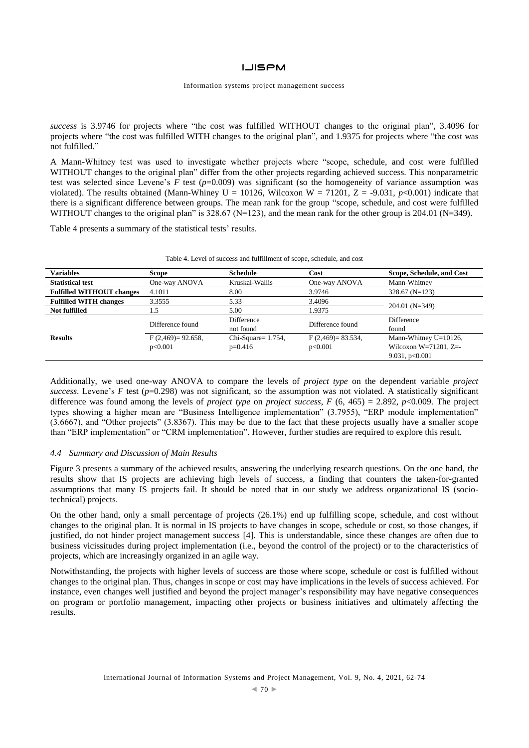*success* is 3.9746 for projects where "the cost was fulfilled WITHOUT changes to the original plan", 3.4096 for projects where "the cost was fulfilled WITH changes to the original plan", and 1.9375 for projects where "the cost was not fulfilled."

A Mann-Whitney test was used to investigate whether projects where "scope, schedule, and cost were fulfilled WITHOUT changes to the original plan" differ from the other projects regarding achieved success. This nonparametric test was selected since Levene's $F$ test ($p$=0.009) was significant (so the homogeneity of variance assumption was violated). The results obtained (Mann-Whiney U = 10126, Wilcoxon W = 71201, Z = -9.031, $p$<0.001) indicate that there is a significant difference between groups. The mean rank for the group "scope, schedule, and cost were fulfilled WITHOUT changes to the original plan" is 328.67 (N=123), and the mean rank for the other group is 204.01 (N=349).

Table 4 presents a summary of the statistical tests' results.

Table 4. Level of success and fulfillment of scope, schedule, and cost

| **Variables** | **Scope** | **Schedule** | **Cost** | **Scope, Schedule, and Cost** |
|---|---|---|---|---|
| **Statistical test** | One-way ANOVA | Kruskal-Wallis | One-way ANOVA | Mann-Whitney |
| **Fulfilled WITHOUT changes** | 4.1011 | 8.00 | 3.9746 | 328.67 (N=123) |
| **Fulfilled WITH changes** | 3.3555 | 5.33 | 3.4096 | 204.01 (N=349) |
| **Not fulfilled** | 1.5 | 5.00 | 1.9375 | |
| **Results** | Difference found | Difference not found | Difference found | Difference found |
| | F (2,469)= 92.658, p<0.001 | Chi-Square= 1.754, p=0.416 | F (2,469)= 83.534, p<0.001 | Mann-Whitney U=10126, Wilcoxon W=71201, Z=-9.031, p<0.001 |

Additionally, we used one-way ANOVA to compare the levels of *project type* on the dependent variable *project success*. Levene's $F$ test ($p$=0.298) was not significant, so the assumption was not violated. A statistically significant difference was found among the levels of *project type* on *project success*, $F$ (6, 465) = 2.892, $p$<0.009. The project types showing a higher mean are "Business Intelligence implementation" (3.7955), "ERP module implementation" (3.6667), and "Other projects" (3.8367). This may be due to the fact that these projects usually have a smaller scope than "ERP implementation" or "CRM implementation". However, further studies are required to explore this result.

#### *4.4 Summary and Discussion of Main Results*

Figure 3 presents a summary of the achieved results, answering the underlying research questions. On the one hand, the results show that IS projects are achieving high levels of success, a finding that counters the taken-for-granted assumptions that many IS projects fail. It should be noted that in our study we address organizational IS (socio-technical) projects.

On the other hand, only a small percentage of projects (26.1%) end up fulfilling scope, schedule, and cost without changes to the original plan. It is normal in IS projects to have changes in scope, schedule or cost, so those changes, if justified, do not hinder project management success [4]. This is understandable, since these changes are often due to business vicissitudes during project implementation (i.e., beyond the control of the project) or to the characteristics of projects, which are increasingly organized in an agile way.

Notwithstanding, the projects with higher levels of success are those where scope, schedule or cost is fulfilled without changes to the original plan. Thus, changes in scope or cost may have implications in the levels of success achieved. For instance, even changes well justified and beyond the project manager's responsibility may have negative consequences on program or portfolio management, impacting other projects or business initiatives and ultimately affecting the results.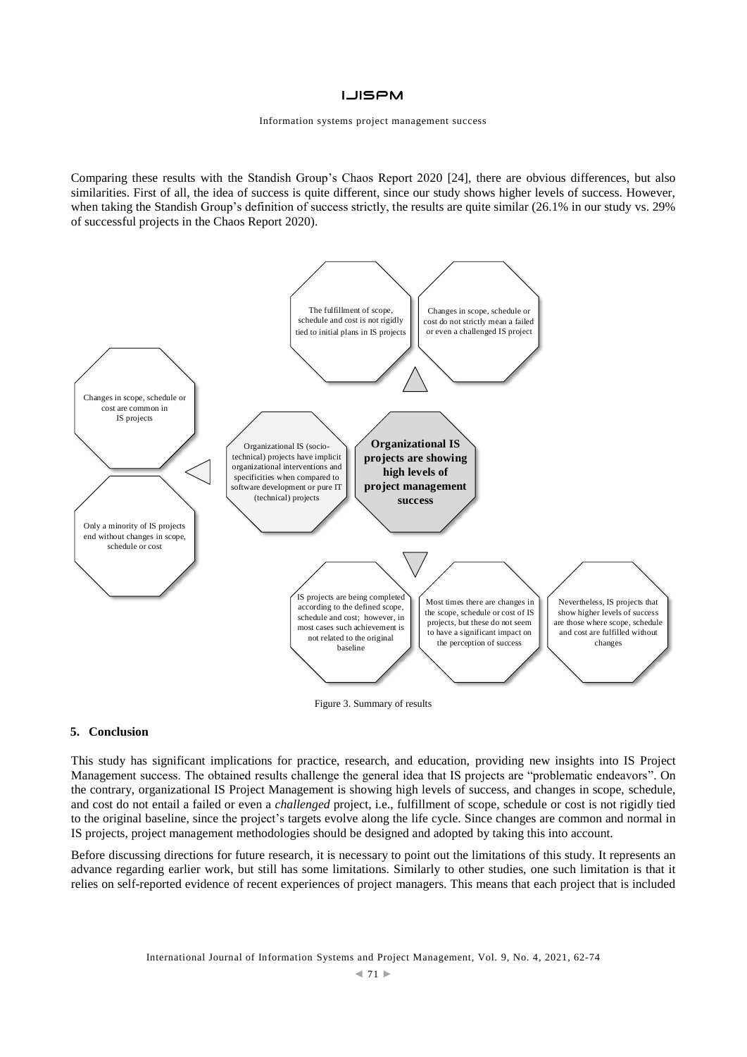Comparing these results with the Standish Group's Chaos Report 2020 [24], there are obvious differences, but also similarities. First of all, the idea of success is quite different, since our study shows higher levels of success. However, when taking the Standish Group's definition of success strictly, the results are quite similar (26.1% in our study vs. 29% of successful projects in the Chaos Report 2020).

The fulfillment of scope, schedule and cost is not rigidly tied to initial plans in IS projects

Changes in scope, schedule or cost do not strictly mean a failed or even a challenged IS project

Changes in scope, schedule or cost are common in IS projects

Only a minority of IS projects end without changes in scope, schedule or cost

Organizational IS (socio-technical) projects have implicit organizational interventions and specificities when compared to software development or pure IT (technical) projects

**Organizational IS projects are showing high levels of project management success**

IS projects are being completed according to the defined scope, schedule and cost; however, in most cases such achievement is not related to the original baseline

Most times there are changes in the scope, schedule or cost of IS projects, but these do not seem to have a significant impact on the perception of success

Nevertheless, IS projects that show higher levels of success are those where scope, schedule and cost are fulfilled without changes

Figure 3. Summary of results

## 5. Conclusion

This study has significant implications for practice, research, and education, providing new insights into IS Project Management success. The obtained results challenge the general idea that IS projects are "problematic endeavors". On the contrary, organizational IS Project Management is showing high levels of success, and changes in scope, schedule, and cost do not entail a failed or even a *challenged* project, i.e., fulfillment of scope, schedule or cost is not rigidly tied to the original baseline, since the project's targets evolve along the life cycle. Since changes are common and normal in IS projects, project management methodologies should be designed and adopted by taking this into account.

Before discussing directions for future research, it is necessary to point out the limitations of this study. It represents an advance regarding earlier work, but still has some limitations. Similarly to other studies, one such limitation is that it relies on self-reported evidence of recent experiences of project managers. This means that each project that is included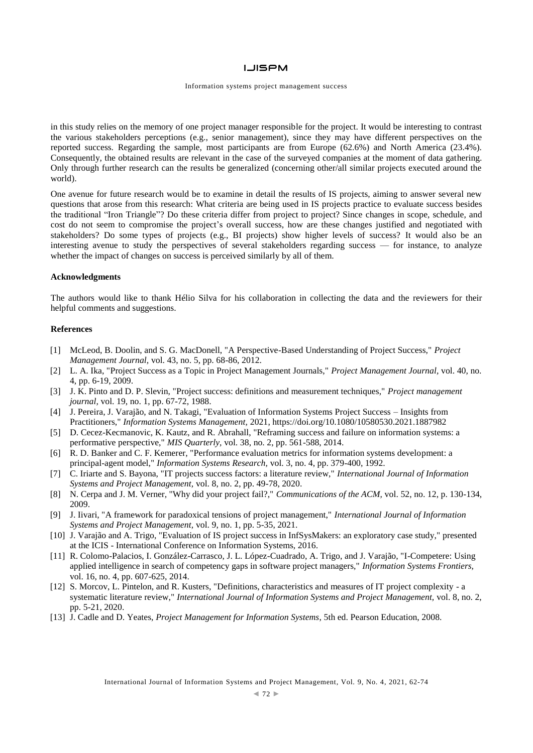in this study relies on the memory of one project manager responsible for the project. It would be interesting to contrast the various stakeholders perceptions (e.g., senior management), since they may have different perspectives on the reported success. Regarding the sample, most participants are from Europe (62.6%) and North America (23.4%). Consequently, the obtained results are relevant in the case of the surveyed companies at the moment of data gathering. Only through further research can the results be generalized (concerning other/all similar projects executed around the world).

One avenue for future research would be to examine in detail the results of IS projects, aiming to answer several new questions that arose from this research: What criteria are being used in IS projects practice to evaluate success besides the traditional "Iron Triangle"? Do these criteria differ from project to project? Since changes in scope, schedule, and cost do not seem to compromise the project's overall success, how are these changes justified and negotiated with stakeholders? Do some types of projects (e.g., BI projects) show higher levels of success? It would also be an interesting avenue to study the perspectives of several stakeholders regarding success — for instance, to analyze whether the impact of changes on success is perceived similarly by all of them.

### Acknowledgments

The authors would like to thank Hélio Silva for his collaboration in collecting the data and the reviewers for their helpful comments and suggestions.

### References

[1] McLeod, B. Doolin, and S. G. MacDonell, "A Perspective-Based Understanding of Project Success," *Project Management Journal*, vol. 43, no. 5, pp. 68-86, 2012.

[2] L. A. Ika, "Project Success as a Topic in Project Management Journals," *Project Management Journal,* vol. 40, no. 4, pp. 6-19, 2009.

[3] J. K. Pinto and D. P. Slevin, "Project success: definitions and measurement techniques," *Project management journal,* vol. 19, no. 1, pp. 67-72, 1988.

[4] J. Pereira, J. Varajão, and N. Takagi, "Evaluation of Information Systems Project Success – Insights from Practitioners," *Information Systems Management,* 2021, https://doi.org/10.1080/10580530.2021.1887982

[5] D. Cecez-Kecmanovic, K. Kautz, and R. Abrahall, "Reframing success and failure on information systems: a performative perspective," *MIS Quarterly,* vol. 38, no. 2, pp. 561-588, 2014.

[6] R. D. Banker and C. F. Kemerer, "Performance evaluation metrics for information systems development: a principal-agent model," *Information Systems Research,* vol. 3, no. 4, pp. 379-400, 1992.

[7] C. Iriarte and S. Bayona, "IT projects success factors: a literature review," *International Journal of Information Systems and Project Management,* vol. 8, no. 2, pp. 49-78, 2020.

[8] N. Cerpa and J. M. Verner, "Why did your project fail?," *Communications of the ACM,* vol. 52, no. 12, p. 130-134, 2009.

[9] J. Iivari, "A framework for paradoxical tensions of project management," *International Journal of Information Systems and Project Management,* vol. 9, no. 1, pp. 5-35, 2021.

[10] J. Varajão and A. Trigo, "Evaluation of IS project success in InfSysMakers: an exploratory case study," presented at the ICIS - International Conference on Information Systems, 2016.

[11] R. Colomo-Palacios, I. González-Carrasco, J. L. López-Cuadrado, A. Trigo, and J. Varajão, "I-Competere: Using applied intelligence in search of competency gaps in software project managers," *Information Systems Frontiers,* vol. 16, no. 4, pp. 607-625, 2014.

[12] S. Morcov, L. Pintelon, and R. Kusters, "Definitions, characteristics and measures of IT project complexity - a systematic literature review," *International Journal of Information Systems and Project Management,* vol. 8, no. 2, pp. 5-21, 2020.

[13] J. Cadle and D. Yeates, *Project Management for Information Systems*, 5th ed. Pearson Education, 2008.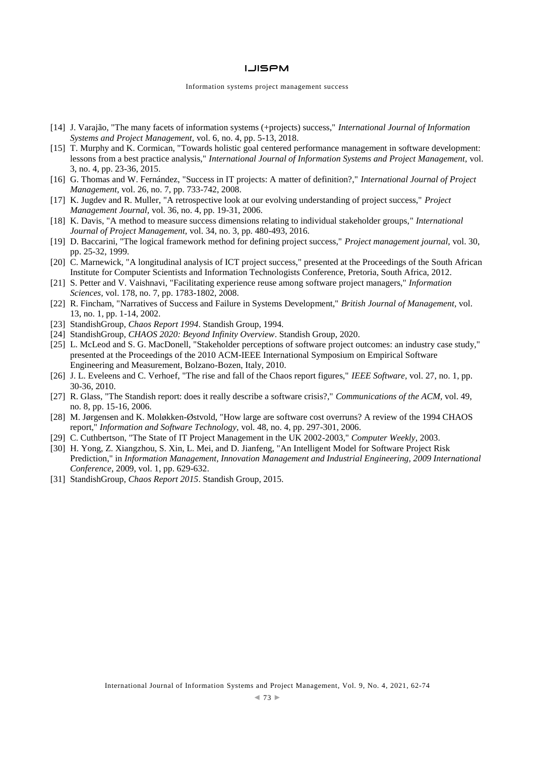[14] J. Varajão, "The many facets of information systems (+projects) success," *International Journal of Information Systems and Project Management*, vol. 6, no. 4, pp. 5-13, 2018.

[15] T. Murphy and K. Cormican, "Towards holistic goal centered performance management in software development: lessons from a best practice analysis," *International Journal of Information Systems and Project Management*, vol. 3, no. 4, pp. 23-36, 2015.

[16] G. Thomas and W. Fernández, "Success in IT projects: A matter of definition?," *International Journal of Project Management*, vol. 26, no. 7, pp. 733-742, 2008.

[17] K. Jugdev and R. Muller, "A retrospective look at our evolving understanding of project success," *Project Management Journal*, vol. 36, no. 4, pp. 19-31, 2006.

[18] K. Davis, "A method to measure success dimensions relating to individual stakeholder groups," *International Journal of Project Management*, vol. 34, no. 3, pp. 480-493, 2016.

[19] D. Baccarini, "The logical framework method for defining project success," *Project management journal*, vol. 30, pp. 25-32, 1999.

[20] C. Marnewick, "A longitudinal analysis of ICT project success," presented at the Proceedings of the South African Institute for Computer Scientists and Information Technologists Conference, Pretoria, South Africa, 2012.

[21] S. Petter and V. Vaishnavi, "Facilitating experience reuse among software project managers," *Information Sciences*, vol. 178, no. 7, pp. 1783-1802, 2008.

[22] R. Fincham, "Narratives of Success and Failure in Systems Development," *British Journal of Management*, vol. 13, no. 1, pp. 1-14, 2002.

[23] StandishGroup, *Chaos Report 1994*. Standish Group, 1994.

[24] StandishGroup, *CHAOS 2020: Beyond Infinity Overview*. Standish Group, 2020.

[25] L. McLeod and S. G. MacDonell, "Stakeholder perceptions of software project outcomes: an industry case study," presented at the Proceedings of the 2010 ACM-IEEE International Symposium on Empirical Software Engineering and Measurement, Bolzano-Bozen, Italy, 2010.

[26] J. L. Eveleens and C. Verhoef, "The rise and fall of the Chaos report figures," *IEEE Software*, vol. 27, no. 1, pp. 30-36, 2010.

[27] R. Glass, "The Standish report: does it really describe a software crisis?," *Communications of the ACM*, vol. 49, no. 8, pp. 15-16, 2006.

[28] M. Jørgensen and K. Moløkken-Østvold, "How large are software cost overruns? A review of the 1994 CHAOS report," *Information and Software Technology*, vol. 48, no. 4, pp. 297-301, 2006.

[29] C. Cuthbertson, "The State of IT Project Management in the UK 2002-2003," *Computer Weekly*, 2003.

[30] H. Yong, Z. Xiangzhou, S. Xin, L. Mei, and D. Jianfeng, "An Intelligent Model for Software Project Risk Prediction," in *Information Management, Innovation Management and Industrial Engineering, 2009 International Conference*, 2009, vol. 1, pp. 629-632.

[31] StandishGroup, *Chaos Report 2015*. Standish Group, 2015.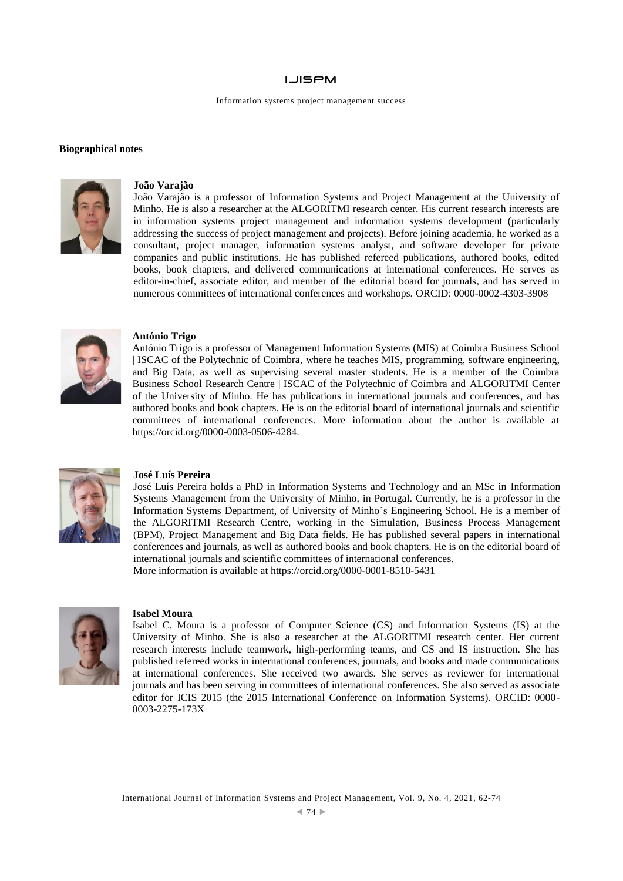## Biographical notes

**João Varajão**

João Varajão is a professor of Information Systems and Project Management at the University of Minho. He is also a researcher at the ALGORITMI research center. His current research interests are in information systems project management and information systems development (particularly addressing the success of project management and projects). Before joining academia, he worked as a consultant, project manager, information systems analyst, and software developer for private companies and public institutions. He has published refereed publications, authored books, edited books, book chapters, and delivered communications at international conferences. He serves as editor-in-chief, associate editor, and member of the editorial board for journals, and has served in numerous committees of international conferences and workshops. ORCID: 0000-0002-4303-3908

**António Trigo**

António Trigo is a professor of Management Information Systems (MIS) at Coimbra Business School | ISCAC of the Polytechnic of Coimbra, where he teaches MIS, programming, software engineering, and Big Data, as well as supervising several master students. He is a member of the Coimbra Business School Research Centre | ISCAC of the Polytechnic of Coimbra and ALGORITMI Center of the University of Minho. He has publications in international journals and conferences, and has authored books and book chapters. He is on the editorial board of international journals and scientific committees of international conferences. More information about the author is available at https://orcid.org/0000-0003-0506-4284.

**José Luís Pereira**

José Luís Pereira holds a PhD in Information Systems and Technology and an MSc in Information Systems Management from the University of Minho, in Portugal. Currently, he is a professor in the Information Systems Department, of University of Minho's Engineering School. He is a member of the ALGORITMI Research Centre, working in the Simulation, Business Process Management (BPM), Project Management and Big Data fields. He has published several papers in international conferences and journals, as well as authored books and book chapters. He is on the editorial board of international journals and scientific committees of international conferences.
More information is available at https://orcid.org/0000-0001-8510-5431

**Isabel Moura**

Isabel C. Moura is a professor of Computer Science (CS) and Information Systems (IS) at the University of Minho. She is also a researcher at the ALGORITMI research center. Her current research interests include teamwork, high-performing teams, and CS and IS instruction. She has published refereed works in international conferences, journals, and books and made communications at international conferences. She received two awards. She serves as reviewer for international journals and has been serving in committees of international conferences. She also served as associate editor for ICIS 2015 (the 2015 International Conference on Information Systems). ORCID: 0000-0003-2275-173X